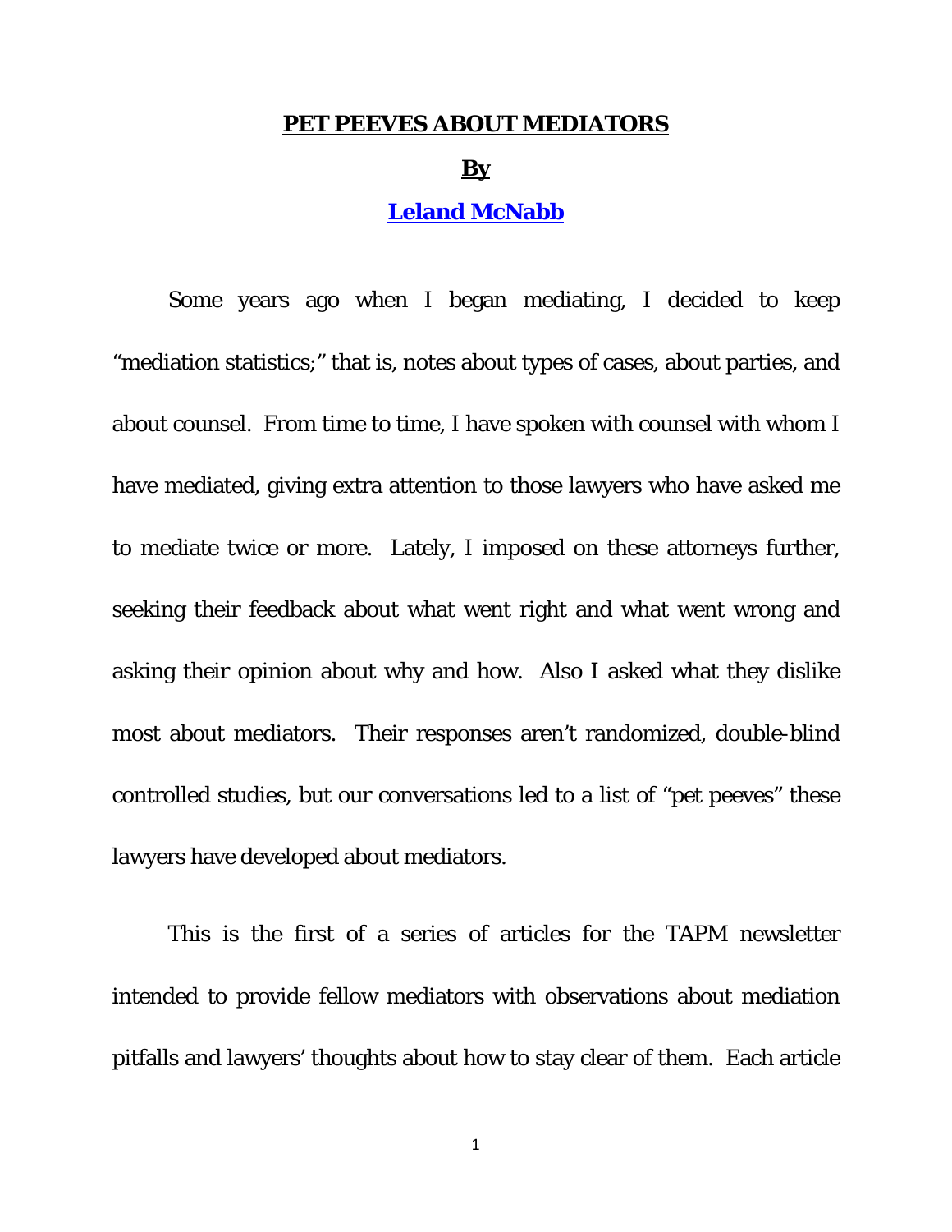# PET PEEVES ABOUT MEDIATORS

**By**

**[Leland McNabb]**

Some years ago when I began mediating, I decided to keep "mediation statistics;" that is, notes about types of cases, about parties, and about counsel. From time to time, I have spoken with counsel with whom I have mediated, giving extra attention to those lawyers who have asked me to mediate twice or more. Lately, I imposed on these attorneys further, seeking their feedback about what went right and what went wrong and asking their opinion about why and how. Also I asked what they dislike most about mediators. Their responses aren't randomized, double-blind controlled studies, but our conversations led to a list of "pet peeves" these lawyers have developed about mediators.

This is the first of a series of articles for the TAPM newsletter intended to provide fellow mediators with observations about mediation pitfalls and lawyers' thoughts about how to stay clear of them. Each article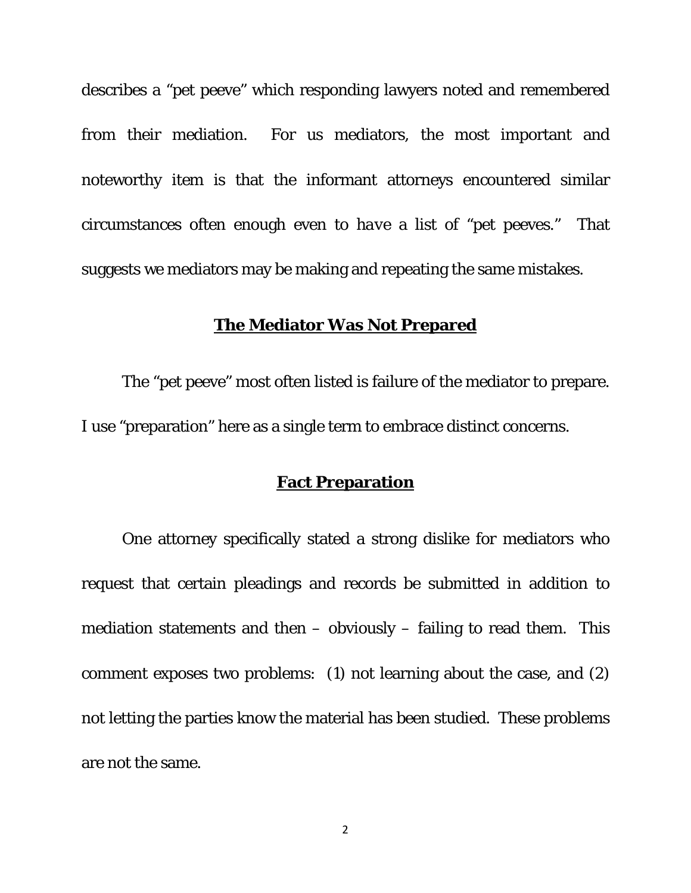describes a "pet peeve" which responding lawyers noted and remembered from their mediation. For us mediators, the most important and noteworthy item is that the informant attorneys encountered similar circumstances often enough even to *have* a list of "pet peeves." That suggests we mediators may be making and repeating the same mistakes.

## The Mediator Was Not Prepared

The "pet peeve" most often listed is failure of the mediator to prepare. I use "preparation" here as a single term to embrace distinct concerns.

### Fact Preparation

One attorney specifically stated a strong dislike for mediators who request that certain pleadings and records be submitted in addition to mediation statements and then – obviously – failing to read them. This comment exposes two problems: (1) not learning about the case, and (2) not letting the parties know the material has been studied. These problems are not the same.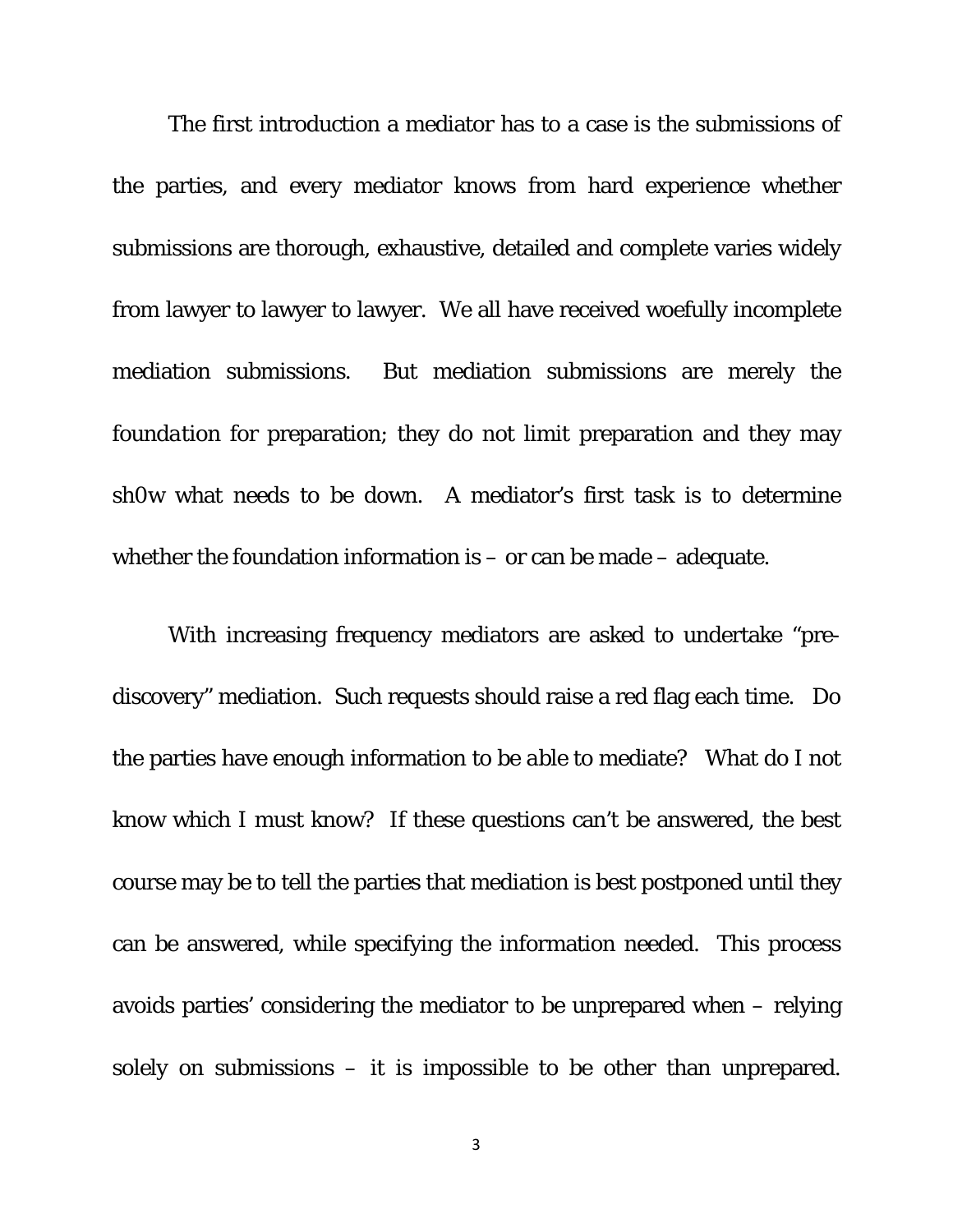The first introduction a mediator has to a case is the submissions of the parties, and every mediator knows from hard experience whether submissions are thorough, exhaustive, detailed and complete varies widely from lawyer to lawyer to lawyer. We all have received woefully incomplete mediation submissions. But mediation submissions are merely the *foundation* for preparation; they do not limit preparation and they may sh0w what needs to be down. A mediator's first task is to determine whether the foundation information is – or can be made – adequate.

With increasing frequency mediators are asked to undertake "pre-discovery" mediation. Such requests should raise a red flag each time. Do the parties have enough information to be *able* to mediate? What do I not know which I must know? If these questions can't be answered, the best course may be to tell the parties that mediation is best postponed until they can be answered, while specifying the information needed. This process avoids parties' considering the mediator to be unprepared when – relying solely on submissions – it is impossible to be other than unprepared.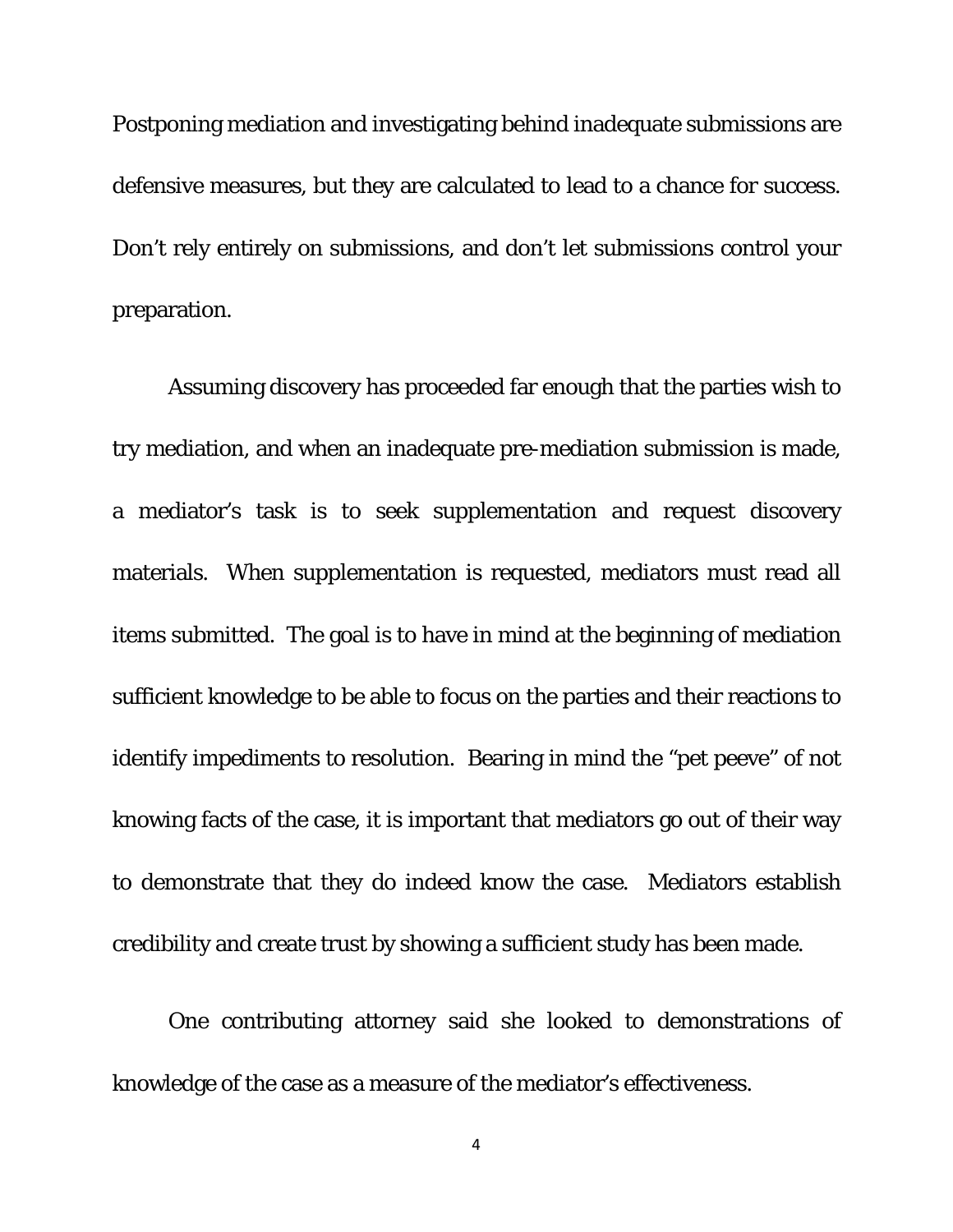Postponing mediation and investigating behind inadequate submissions are defensive measures, but they are calculated to lead to a chance for success. Don't rely entirely on submissions, and don't let submissions control your preparation.

Assuming discovery has proceeded far enough that the parties wish to try mediation, and when an inadequate pre-mediation submission is made, a mediator's task is to seek supplementation and request discovery materials. When supplementation is requested, mediators must read all items submitted. The goal is to have in mind at the beginning of mediation sufficient knowledge to be able to focus on the parties and their reactions to identify impediments to resolution. Bearing in mind the "pet peeve" of not knowing facts of the case, it is important that mediators go out of their way to demonstrate that they do indeed know the case. Mediators establish credibility and create trust by showing a sufficient study has been made.

One contributing attorney said she looked to demonstrations of knowledge of the case as a measure of the mediator's effectiveness.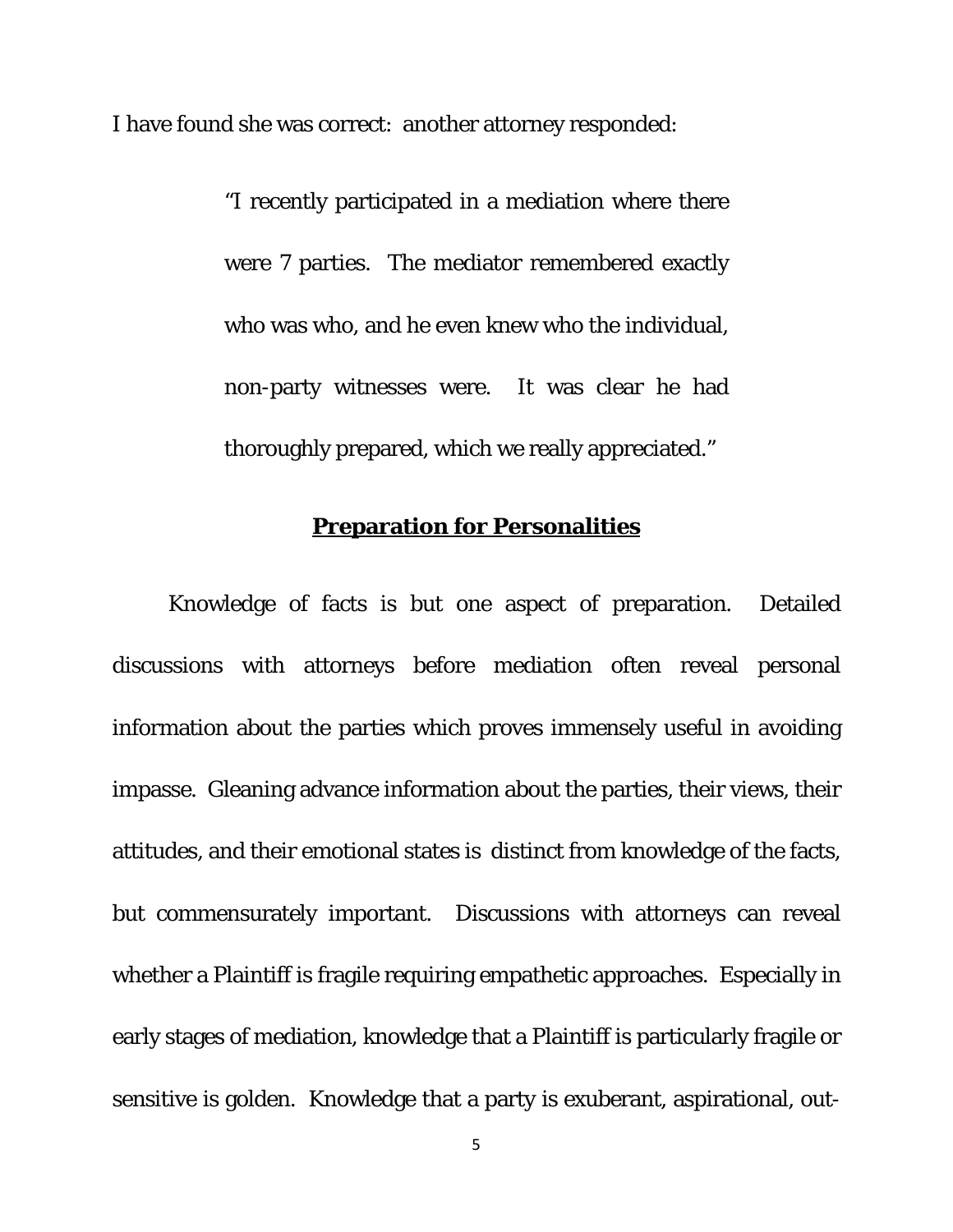I have found she was correct: another attorney responded:

> "I recently participated in a mediation where there were 7 parties. The mediator remembered exactly who was who, and he even knew who the individual, non-party witnesses were. It was clear he had thoroughly prepared, which we really appreciated."

## **Preparation for Personalities**

Knowledge of facts is but one aspect of preparation. Detailed discussions with attorneys before mediation often reveal personal information about the parties which proves immensely useful in avoiding impasse. Gleaning advance information about the parties, their views, their attitudes, and their emotional states is distinct from knowledge of the facts, but commensurately important. Discussions with attorneys can reveal whether a Plaintiff is fragile requiring empathetic approaches. Especially in early stages of mediation, knowledge that a Plaintiff is particularly fragile or sensitive is golden. Knowledge that a party is exuberant, aspirational, out-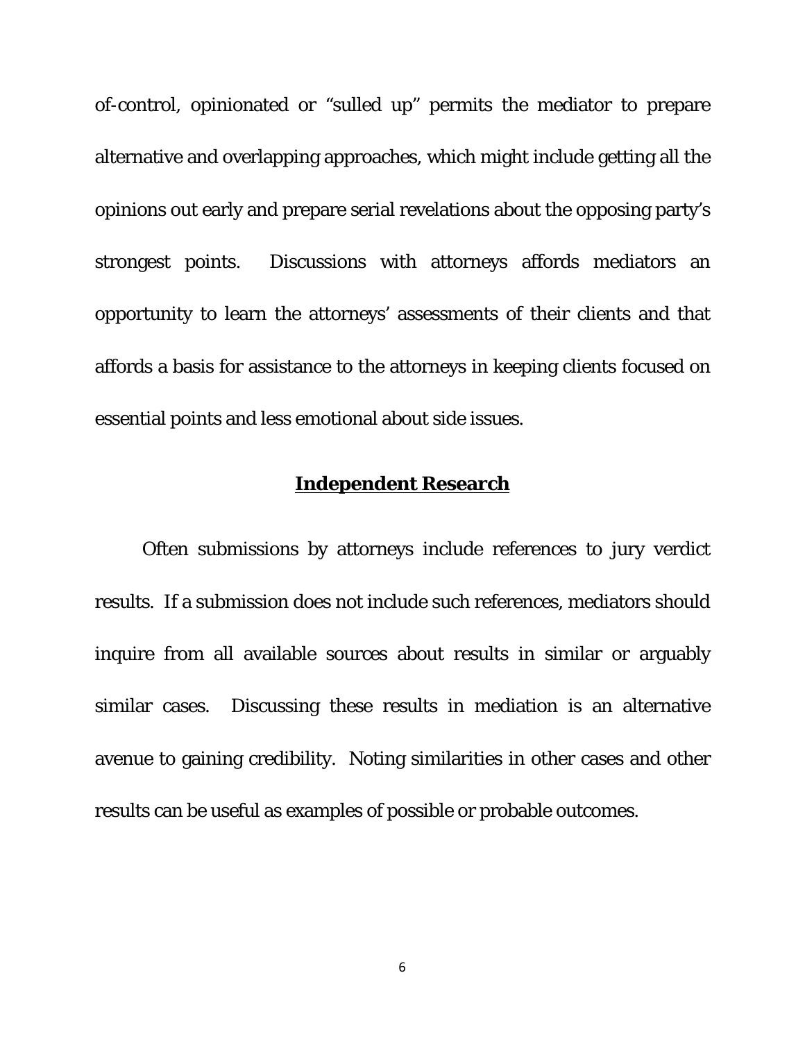of-control, opinionated or "sulled up" permits the mediator to prepare alternative and overlapping approaches, which might include getting all the opinions out early and prepare serial revelations about the opposing party's strongest points. Discussions with attorneys affords mediators an opportunity to learn the attorneys' assessments of their clients and that affords a basis for assistance to the attorneys in keeping clients focused on essential points and less emotional about side issues.

## **Independent Research**

Often submissions by attorneys include references to jury verdict results. If a submission does not include such references, mediators should inquire from all available sources about results in similar or arguably similar cases. Discussing these results in mediation is an alternative avenue to gaining credibility. Noting similarities in other cases and other results can be useful as examples of possible or probable outcomes.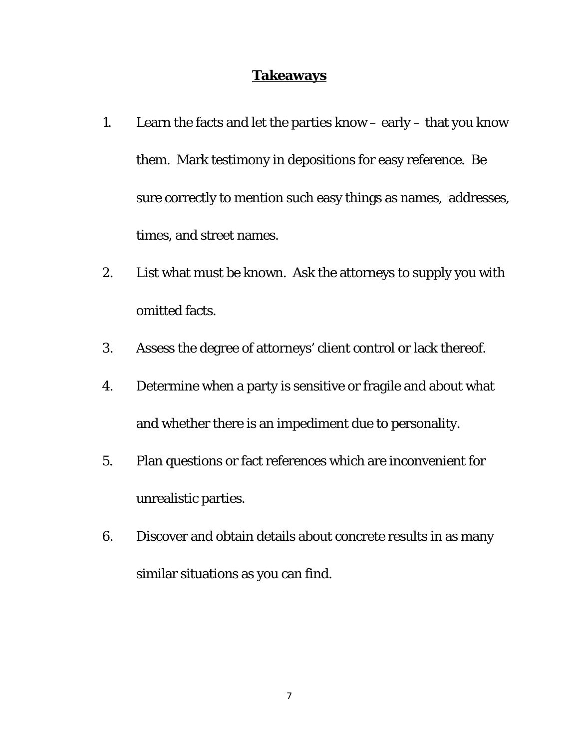## **Takeaways**

1. Learn the facts and let the parties know – early – that you know them. Mark testimony in depositions for easy reference. Be sure correctly to mention such easy things as names, addresses, times, and street names.

2. List what must be known. Ask the attorneys to supply you with omitted facts.

3. Assess the degree of attorneys' client control or lack thereof.

4. Determine when a party is sensitive or fragile and about what and whether there is an impediment due to personality.

5. Plan questions or fact references which are inconvenient for unrealistic parties.

6. Discover and obtain details about concrete results in as many similar situations as you can find.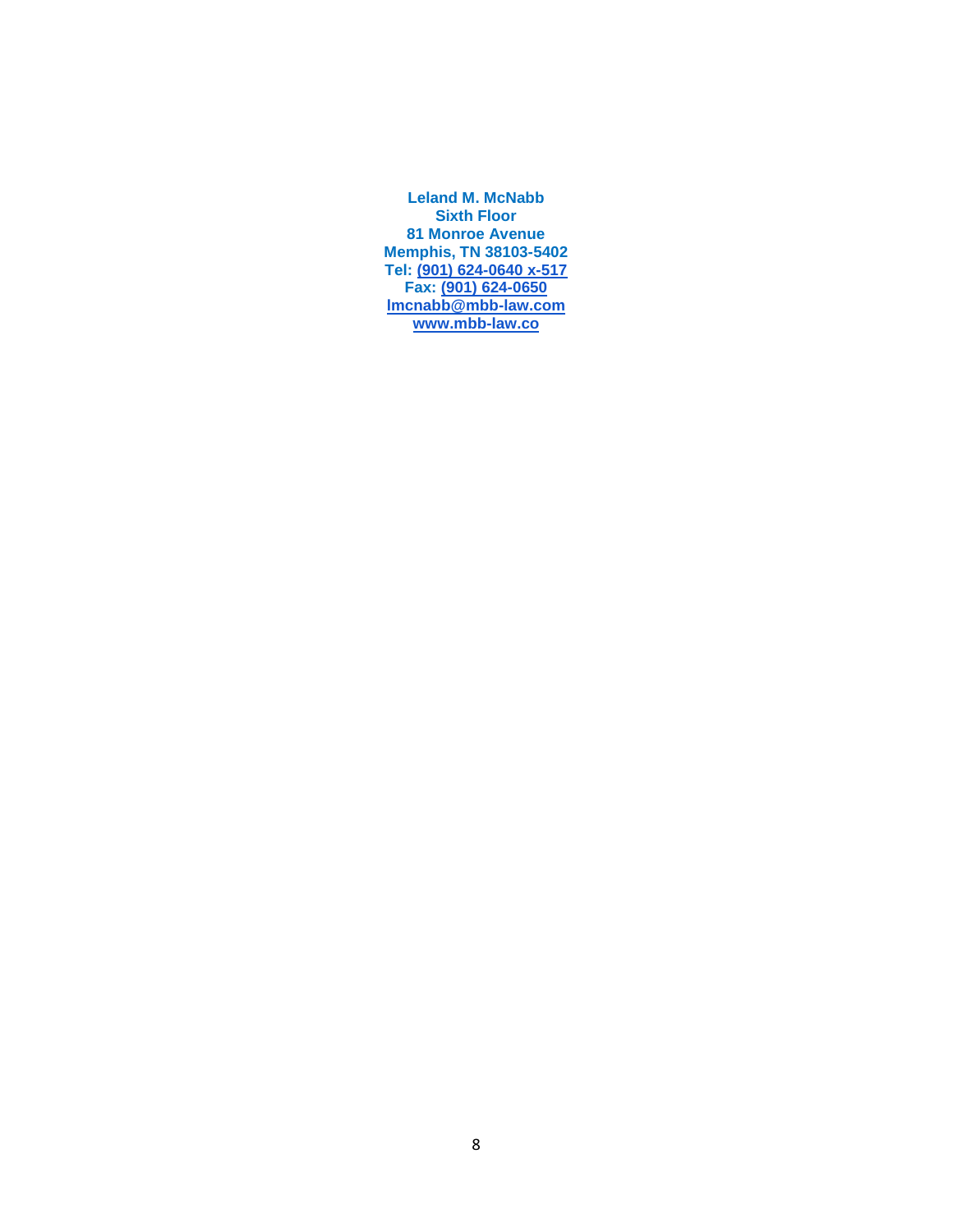**Leland M. McNabb**
**Sixth Floor**
**81 Monroe Avenue**
**Memphis, TN 38103-5402**
**Tel: (901) 624-0640 x-517**
**Fax: (901) 624-0650**
**lmcnabb@mbb-law.com**
**www.mbb-law.co**